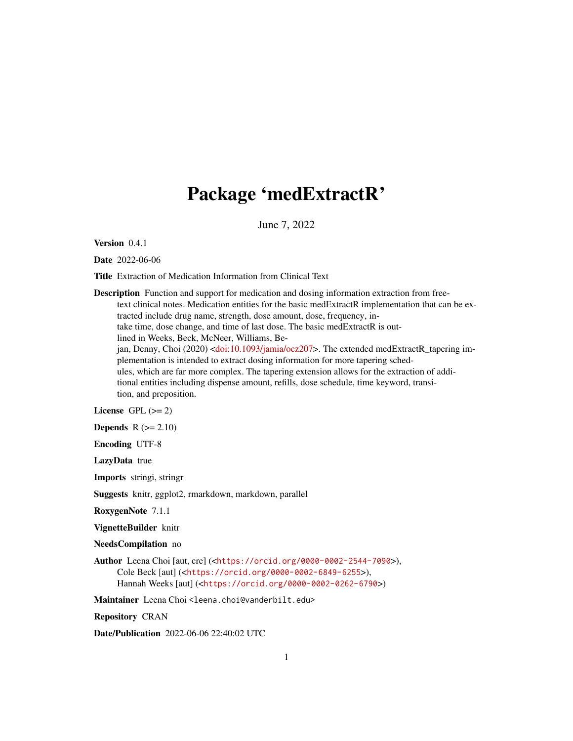# Package 'medExtractR'

June 7, 2022

**Version** 0.4.1

**Date** 2022-06-06

**Title** Extraction of Medication Information from Clinical Text

**Description** Function and support for medication and dosing information extraction from free-text clinical notes. Medication entities for the basic medExtractR implementation that can be extracted include drug name, strength, dose amount, dose, frequency, intake time, dose change, and time of last dose. The basic medExtractR is outlined in Weeks, Beck, McNeer, Williams, Bejan, Denny, Choi (2020) <doi:10.1093/jamia/ocz207>. The extended medExtractR_tapering implementation is intended to extract dosing information for more tapering schedules, which are far more complex. The tapering extension allows for the extraction of additional entities including dispense amount, refills, dose schedule, time keyword, transition, and preposition.

**License** GPL (>= 2)

**Depends** R (>= 2.10)

**Encoding** UTF-8

**LazyData** true

**Imports** stringi, stringr

**Suggests** knitr, ggplot2, rmarkdown, markdown, parallel

**RoxygenNote** 7.1.1

**VignetteBuilder** knitr

**NeedsCompilation** no

**Author** Leena Choi [aut, cre] (<https://orcid.org/0000-0002-2544-7090>),
Cole Beck [aut] (<https://orcid.org/0000-0002-6849-6255>),
Hannah Weeks [aut] (<https://orcid.org/0000-0002-0262-6790>)

**Maintainer** Leena Choi <leena.choi@vanderbilt.edu>

**Repository** CRAN

**Date/Publication** 2022-06-06 22:40:02 UTC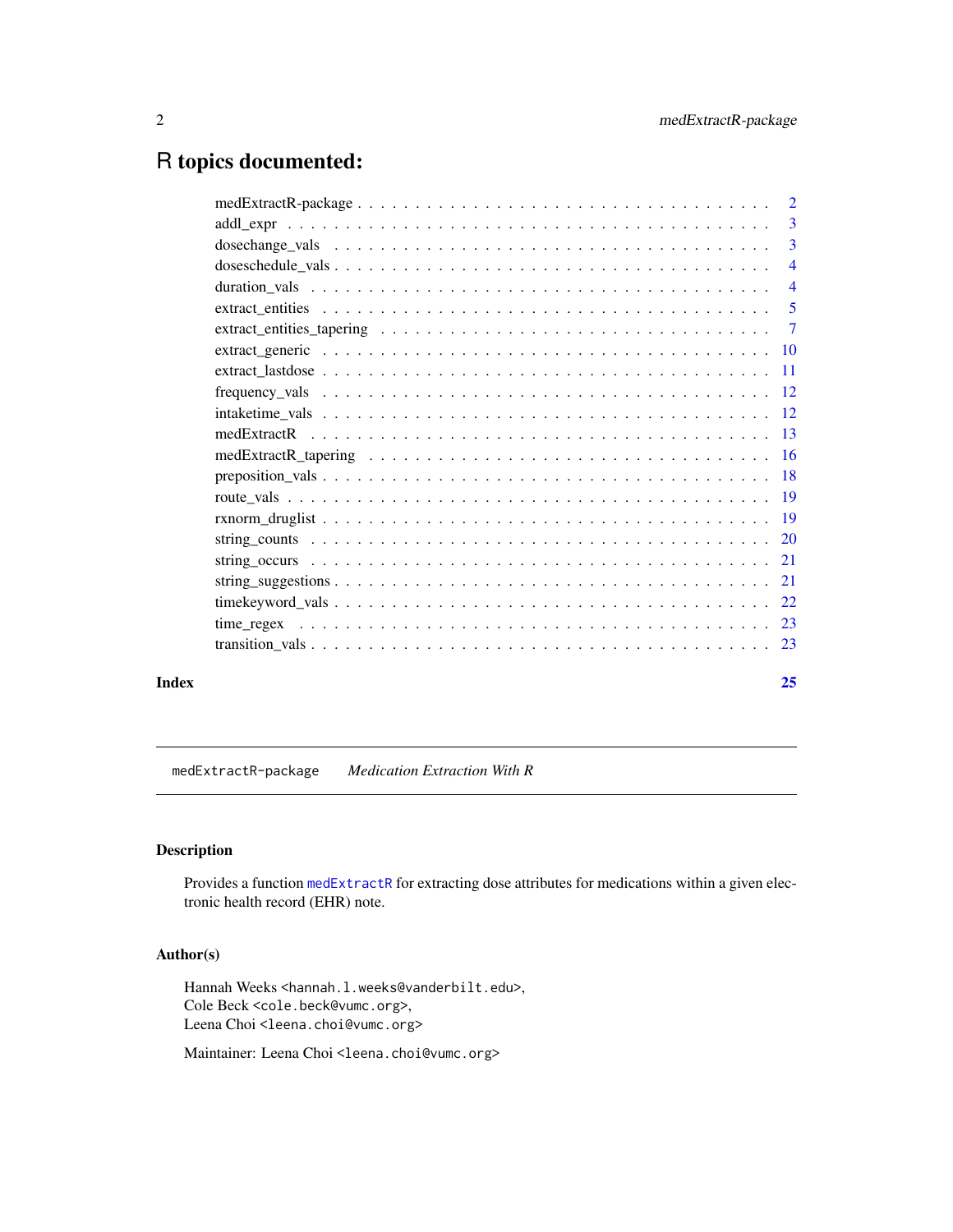# R topics documented:

| | |
|---|---|
| medExtractR-package | 2 |
| addl_expr | 3 |
| dosechange_vals | 3 |
| doseschedule_vals | 4 |
| duration_vals | 4 |
| extract_entities | 5 |
| extract_entities_tapering | 7 |
| extract_generic | 10 |
| extract_lastdose | 11 |
| frequency_vals | 12 |
| intaketime_vals | 12 |
| medExtractR | 13 |
| medExtractR_tapering | 16 |
| preposition_vals | 18 |
| route_vals | 19 |
| rxnorm_druglist | 19 |
| string_counts | 20 |
| string_occurs | 21 |
| string_suggestions | 21 |
| timekeyword_vals | 22 |
| time_regex | 23 |
| transition_vals | 23 |

**Index** 25

---

`medExtractR-package` *Medication Extraction With R*

---

## Description

Provides a function `medExtractR` for extracting dose attributes for medications within a given electronic health record (EHR) note.

## Author(s)

Hannah Weeks <hannah.l.weeks@vanderbilt.edu>,
Cole Beck <cole.beck@vumc.org>,
Leena Choi <leena.choi@vumc.org>

Maintainer: Leena Choi <leena.choi@vumc.org>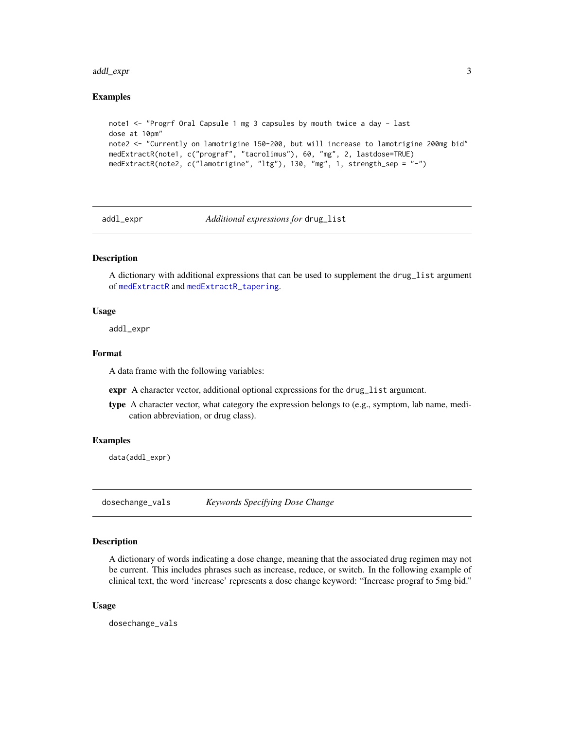### Examples

```
note1 <- "Progrf Oral Capsule 1 mg 3 capsules by mouth twice a day - last
dose at 10pm"
note2 <- "Currently on lamotrigine 150-200, but will increase to lamotrigine 200mg bid"
medExtractR(note1, c("prograf", "tacrolimus"), 60, "mg", 2, lastdose=TRUE)
medExtractR(note2, c("lamotrigine", "ltg"), 130, "mg", 1, strength_sep = "-")
```

---

## addl_expr — *Additional expressions for* drug_list

### Description

A dictionary with additional expressions that can be used to supplement the drug_list argument of medExtractR and medExtractR_tapering.

### Usage

```
addl_expr
```

### Format

A data frame with the following variables:

**expr** A character vector, additional optional expressions for the drug_list argument.

**type** A character vector, what category the expression belongs to (e.g., symptom, lab name, medication abbreviation, or drug class).

### Examples

```
data(addl_expr)
```

---

## dosechange_vals — *Keywords Specifying Dose Change*

### Description

A dictionary of words indicating a dose change, meaning that the associated drug regimen may not be current. This includes phrases such as increase, reduce, or switch. In the following example of clinical text, the word 'increase' represents a dose change keyword: "Increase prograf to 5mg bid."

### Usage

```
dosechange_vals
```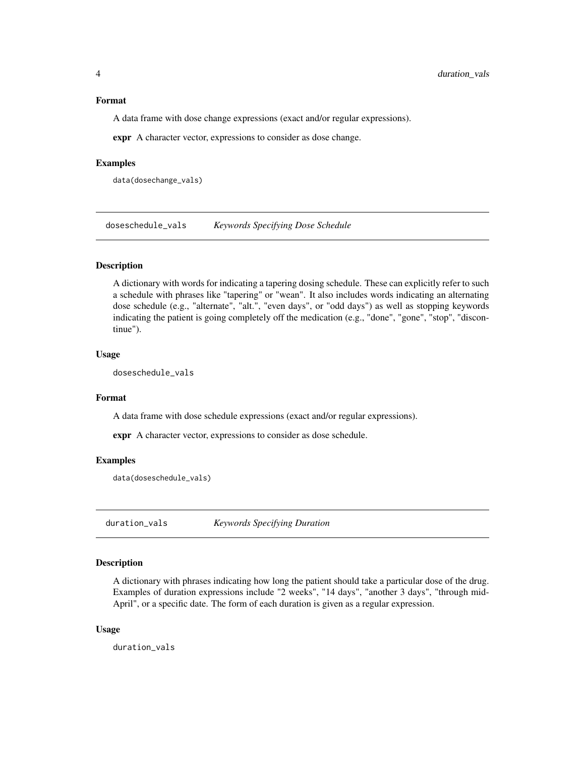#### Format

A data frame with dose change expressions (exact and/or regular expressions).

**expr** A character vector, expressions to consider as dose change.

#### Examples

```
data(dosechange_vals)
```

---

## doseschedule_vals *Keywords Specifying Dose Schedule*

#### Description

A dictionary with words for indicating a tapering dosing schedule. These can explicitly refer to such a schedule with phrases like "tapering" or "wean". It also includes words indicating an alternating dose schedule (e.g., "alternate", "alt.", "even days", or "odd days") as well as stopping keywords indicating the patient is going completely off the medication (e.g., "done", "gone", "stop", "discontinue").

#### Usage

```
doseschedule_vals
```

#### Format

A data frame with dose schedule expressions (exact and/or regular expressions).

**expr** A character vector, expressions to consider as dose schedule.

#### Examples

```
data(doseschedule_vals)
```

---

## duration_vals *Keywords Specifying Duration*

#### Description

A dictionary with phrases indicating how long the patient should take a particular dose of the drug. Examples of duration expressions include "2 weeks", "14 days", "another 3 days", "through mid-April", or a specific date. The form of each duration is given as a regular expression.

#### Usage

```
duration_vals
```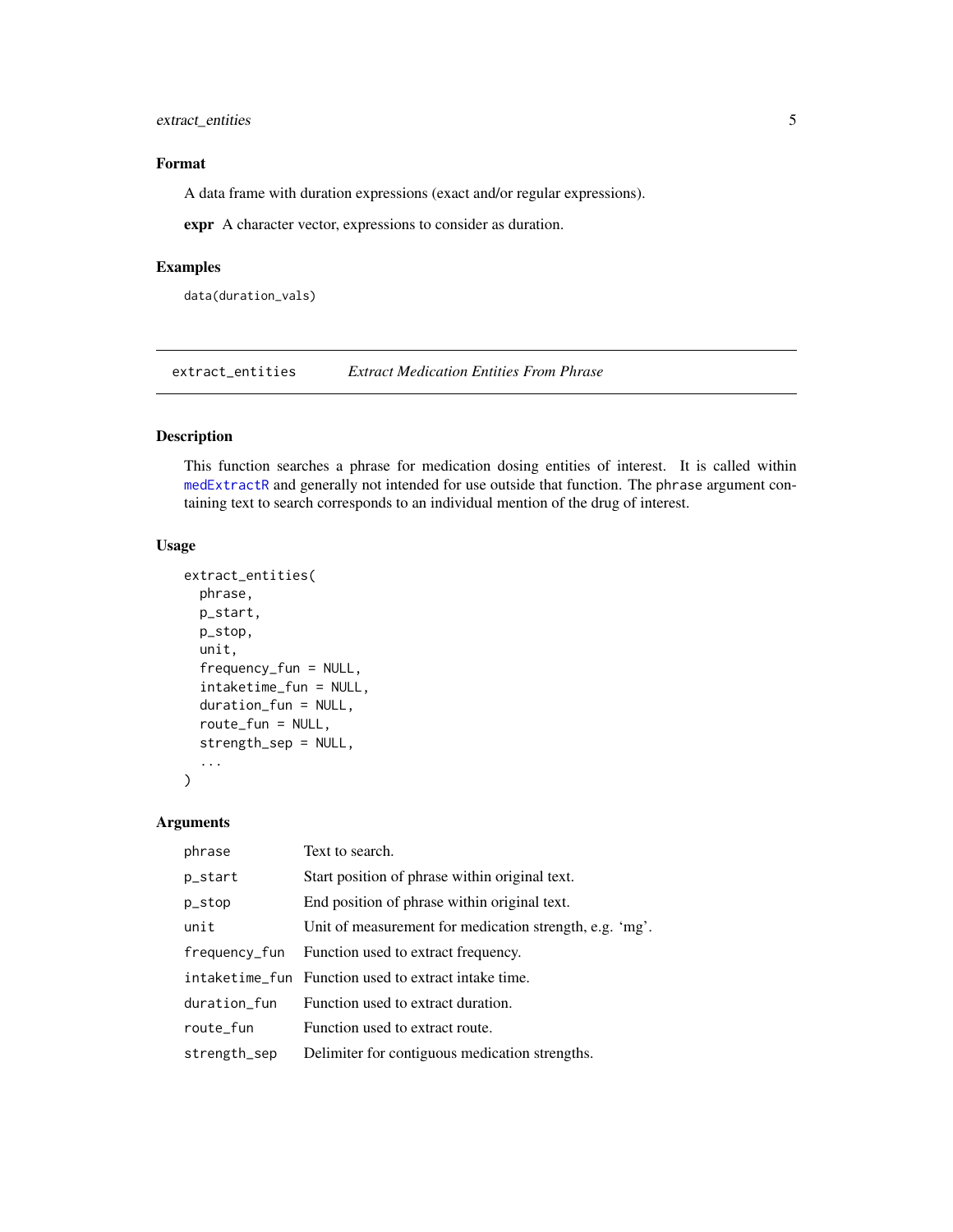### Format

A data frame with duration expressions (exact and/or regular expressions).

**expr** A character vector, expressions to consider as duration.

### Examples

```
data(duration_vals)
```

---

## extract_entities *Extract Medication Entities From Phrase*

### Description

This function searches a phrase for medication dosing entities of interest. It is called within medExtractR and generally not intended for use outside that function. The phrase argument containing text to search corresponds to an individual mention of the drug of interest.

### Usage

```
extract_entities(
  phrase,
  p_start,
  p_stop,
  unit,
  frequency_fun = NULL,
  intaketime_fun = NULL,
  duration_fun = NULL,
  route_fun = NULL,
  strength_sep = NULL,
  ...
)
```

### Arguments

| | |
|---|---|
| phrase | Text to search. |
| p_start | Start position of phrase within original text. |
| p_stop | End position of phrase within original text. |
| unit | Unit of measurement for medication strength, e.g. 'mg'. |
| frequency_fun | Function used to extract frequency. |
| intaketime_fun | Function used to extract intake time. |
| duration_fun | Function used to extract duration. |
| route_fun | Function used to extract route. |
| strength_sep | Delimiter for contiguous medication strengths. |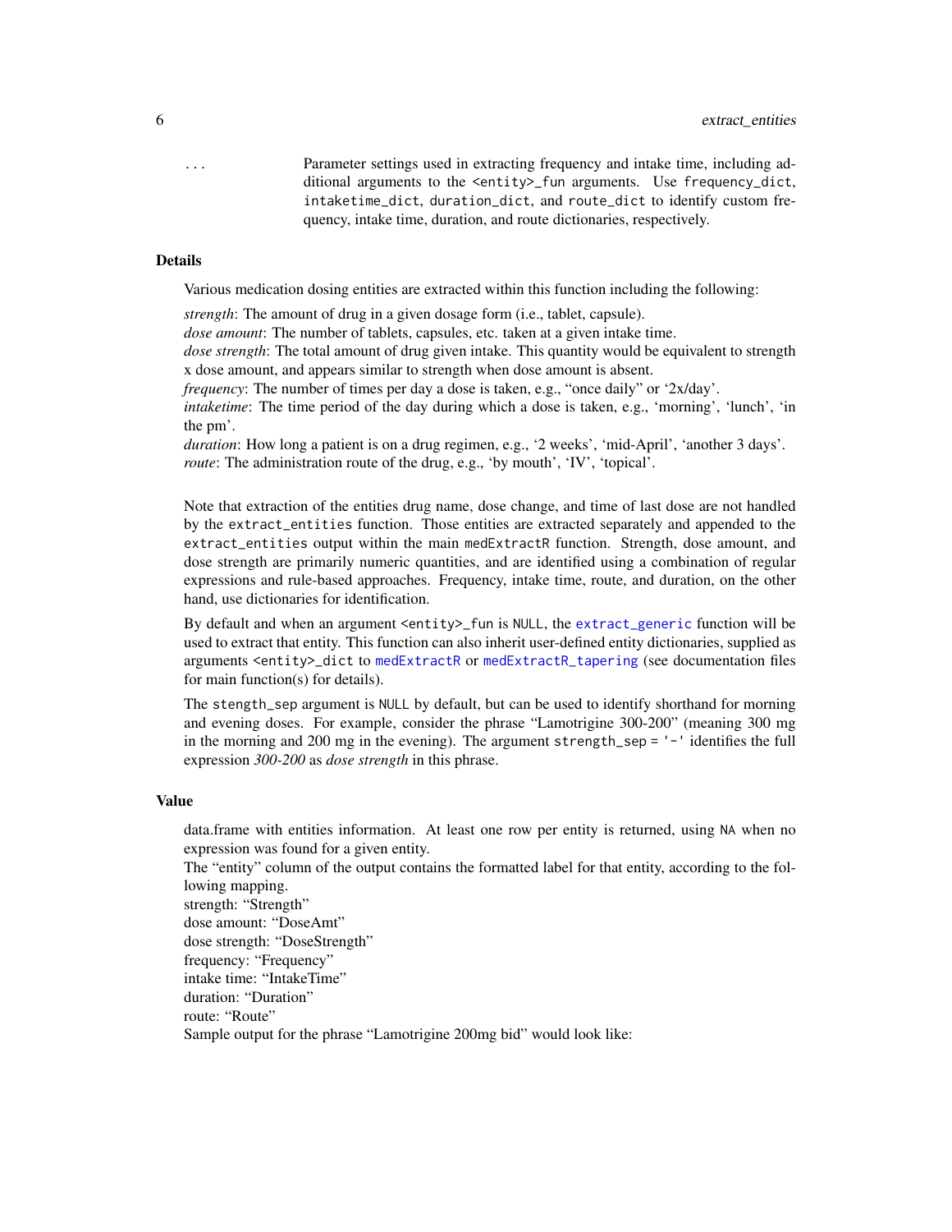`...` Parameter settings used in extracting frequency and intake time, including additional arguments to the `<entity>_fun` arguments. Use `frequency_dict`, `intaketime_dict`, `duration_dict`, and `route_dict` to identify custom frequency, intake time, duration, and route dictionaries, respectively.

### Details

Various medication dosing entities are extracted within this function including the following:

*strength*: The amount of drug in a given dosage form (i.e., tablet, capsule).
*dose amount*: The number of tablets, capsules, etc. taken at a given intake time.
*dose strength*: The total amount of drug given intake. This quantity would be equivalent to strength x dose amount, and appears similar to strength when dose amount is absent.
*frequency*: The number of times per day a dose is taken, e.g., "once daily" or '2x/day'.
*intaketime*: The time period of the day during which a dose is taken, e.g., 'morning', 'lunch', 'in the pm'.
*duration*: How long a patient is on a drug regimen, e.g., '2 weeks', 'mid-April', 'another 3 days'.
*route*: The administration route of the drug, e.g., 'by mouth', 'IV', 'topical'.

Note that extraction of the entities drug name, dose change, and time of last dose are not handled by the `extract_entities` function. Those entities are extracted separately and appended to the `extract_entities` output within the main `medExtractR` function. Strength, dose amount, and dose strength are primarily numeric quantities, and are identified using a combination of regular expressions and rule-based approaches. Frequency, intake time, route, and duration, on the other hand, use dictionaries for identification.

By default and when an argument `<entity>_fun` is `NULL`, the `extract_generic` function will be used to extract that entity. This function can also inherit user-defined entity dictionaries, supplied as arguments `<entity>_dict` to `medExtractR` or `medExtractR_tapering` (see documentation files for main function(s) for details).

The `stength_sep` argument is `NULL` by default, but can be used to identify shorthand for morning and evening doses. For example, consider the phrase "Lamotrigine 300-200" (meaning 300 mg in the morning and 200 mg in the evening). The argument `strength_sep = '-'` identifies the full expression *300-200* as *dose strength* in this phrase.

### Value

data.frame with entities information. At least one row per entity is returned, using `NA` when no expression was found for a given entity.
The "entity" column of the output contains the formatted label for that entity, according to the following mapping.
strength: "Strength"
dose amount: "DoseAmt"
dose strength: "DoseStrength"
frequency: "Frequency"
intake time: "IntakeTime"
duration: "Duration"
route: "Route"
Sample output for the phrase "Lamotrigine 200mg bid" would look like: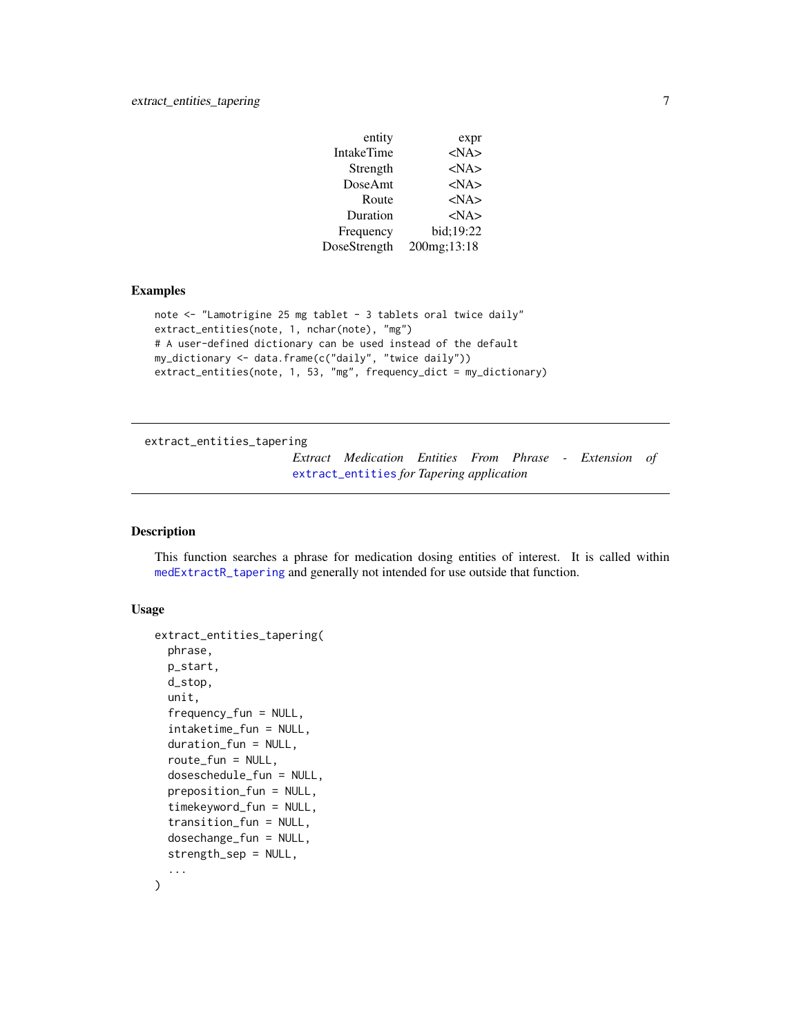| entity | expr |
|---|---|
| IntakeTime | <NA> |
| Strength | <NA> |
| DoseAmt | <NA> |
| Route | <NA> |
| Duration | <NA> |
| Frequency | bid;19:22 |
| DoseStrength | 200mg;13:18 |

## Examples

```
note <- "Lamotrigine 25 mg tablet - 3 tablets oral twice daily"
extract_entities(note, 1, nchar(note), "mg")
# A user-defined dictionary can be used instead of the default
my_dictionary <- data.frame(c("daily", "twice daily"))
extract_entities(note, 1, 53, "mg", frequency_dict = my_dictionary)
```

---

`extract_entities_tapering` *Extract Medication Entities From Phrase - Extension of* `extract_entities` *for Tapering application*

---

## Description

This function searches a phrase for medication dosing entities of interest. It is called within `medExtractR_tapering` and generally not intended for use outside that function.

## Usage

```
extract_entities_tapering(
  phrase,
  p_start,
  d_stop,
  unit,
  frequency_fun = NULL,
  intaketime_fun = NULL,
  duration_fun = NULL,
  route_fun = NULL,
  doseschedule_fun = NULL,
  preposition_fun = NULL,
  timekeyword_fun = NULL,
  transition_fun = NULL,
  dosechange_fun = NULL,
  strength_sep = NULL,
  ...
)
```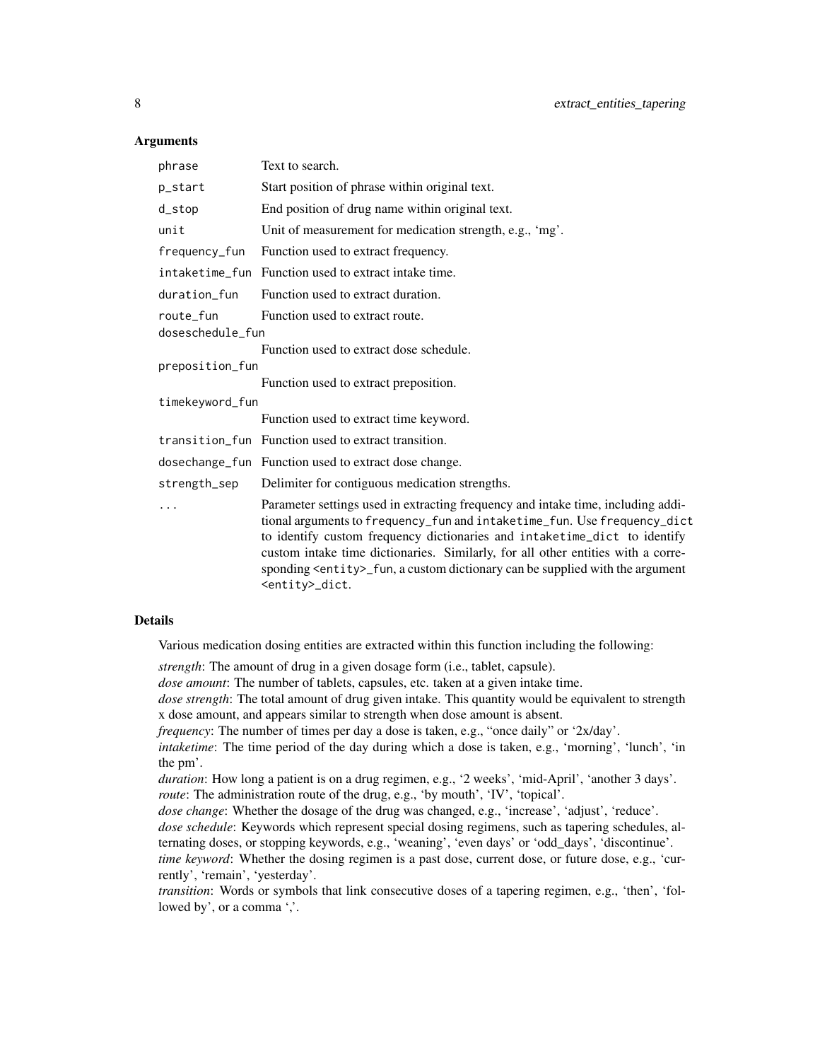### Arguments

| | |
|---|---|
| `phrase` | Text to search. |
| `p_start` | Start position of phrase within original text. |
| `d_stop` | End position of drug name within original text. |
| `unit` | Unit of measurement for medication strength, e.g., 'mg'. |
| `frequency_fun` | Function used to extract frequency. |
| `intaketime_fun` | Function used to extract intake time. |
| `duration_fun` | Function used to extract duration. |
| `route_fun` | Function used to extract route. |
| `doseschedule_fun` | Function used to extract dose schedule. |
| `preposition_fun` | Function used to extract preposition. |
| `timekeyword_fun` | Function used to extract time keyword. |
| `transition_fun` | Function used to extract transition. |
| `dosechange_fun` | Function used to extract dose change. |
| `strength_sep` | Delimiter for contiguous medication strengths. |
| `...` | Parameter settings used in extracting frequency and intake time, including additional arguments to `frequency_fun` and `intaketime_fun`. Use `frequency_dict` to identify custom frequency dictionaries and `intaketime_dict` to identify custom intake time dictionaries. Similarly, for all other entities with a corresponding `<entity>_fun`, a custom dictionary can be supplied with the argument `<entity>_dict`. |

### Details

Various medication dosing entities are extracted within this function including the following:

*strength*: The amount of drug in a given dosage form (i.e., tablet, capsule).
*dose amount*: The number of tablets, capsules, etc. taken at a given intake time.
*dose strength*: The total amount of drug given intake. This quantity would be equivalent to strength x dose amount, and appears similar to strength when dose amount is absent.
*frequency*: The number of times per day a dose is taken, e.g., "once daily" or '2x/day'.
*intaketime*: The time period of the day during which a dose is taken, e.g., 'morning', 'lunch', 'in the pm'.
*duration*: How long a patient is on a drug regimen, e.g., '2 weeks', 'mid-April', 'another 3 days'.
*route*: The administration route of the drug, e.g., 'by mouth', 'IV', 'topical'.
*dose change*: Whether the dosage of the drug was changed, e.g., 'increase', 'adjust', 'reduce'.
*dose schedule*: Keywords which represent special dosing regimens, such as tapering schedules, alternating doses, or stopping keywords, e.g., 'weaning', 'even days' or 'odd_days', 'discontinue'.
*time keyword*: Whether the dosing regimen is a past dose, current dose, or future dose, e.g., 'currently', 'remain', 'yesterday'.
*transition*: Words or symbols that link consecutive doses of a tapering regimen, e.g., 'then', 'followed by', or a comma ','.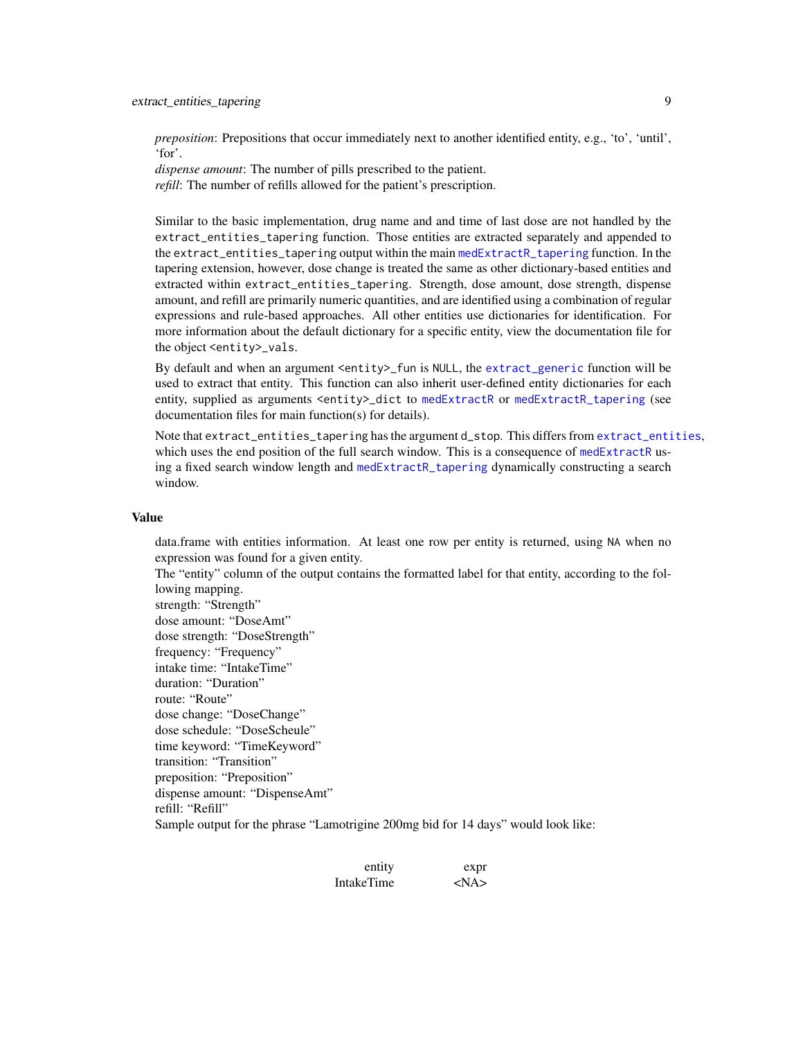*preposition*: Prepositions that occur immediately next to another identified entity, e.g., ‘to’, ‘until’, ‘for’.
*dispense amount*: The number of pills prescribed to the patient.
*refill*: The number of refills allowed for the patient’s prescription.

Similar to the basic implementation, drug name and and time of last dose are not handled by the `extract_entities_tapering` function. Those entities are extracted separately and appended to the `extract_entities_tapering` output within the main `medExtractR_tapering` function. In the tapering extension, however, dose change is treated the same as other dictionary-based entities and extracted within `extract_entities_tapering`. Strength, dose amount, dose strength, dispense amount, and refill are primarily numeric quantities, and are identified using a combination of regular expressions and rule-based approaches. All other entities use dictionaries for identification. For more information about the default dictionary for a specific entity, view the documentation file for the object `<entity>_vals`.

By default and when an argument `<entity>_fun` is `NULL`, the `extract_generic` function will be used to extract that entity. This function can also inherit user-defined entity dictionaries for each entity, supplied as arguments `<entity>_dict` to `medExtractR` or `medExtractR_tapering` (see documentation files for main function(s) for details).

Note that `extract_entities_tapering` has the argument `d_stop`. This differs from `extract_entities`, which uses the end position of the full search window. This is a consequence of `medExtractR` using a fixed search window length and `medExtractR_tapering` dynamically constructing a search window.

## Value

data.frame with entities information. At least one row per entity is returned, using `NA` when no expression was found for a given entity.
The “entity” column of the output contains the formatted label for that entity, according to the following mapping.
strength: “Strength”
dose amount: “DoseAmt”
dose strength: “DoseStrength”
frequency: “Frequency”
intake time: “IntakeTime”
duration: “Duration”
route: “Route”
dose change: “DoseChange”
dose schedule: “DoseScheule”
time keyword: “TimeKeyword”
transition: “Transition”
preposition: “Preposition”
dispense amount: “DispenseAmt”
refill: “Refill”
Sample output for the phrase “Lamotrigine 200mg bid for 14 days” would look like:

| entity | expr |
| --- | --- |
| IntakeTime | <NA> |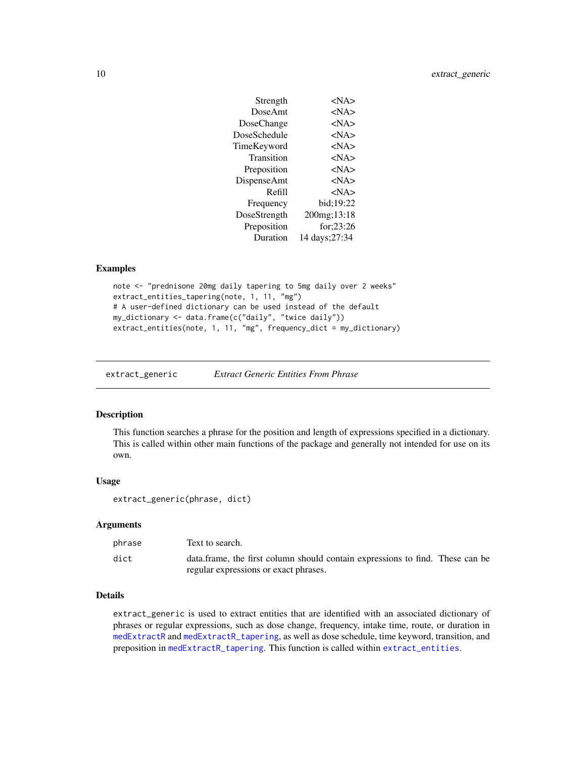```
      Strength        <NA>
       DoseAmt        <NA>
    DoseChange        <NA>
  DoseSchedule        <NA>
   TimeKeyword        <NA>
    Transition        <NA>
   Preposition        <NA>
   DispenseAmt        <NA>
        Refill        <NA>
     Frequency    bid;19:22
  DoseStrength  200mg;13:18
   Preposition    for;23:26
      Duration 14 days;27:34
```

### Examples

```
note <- "prednisone 20mg daily tapering to 5mg daily over 2 weeks"
extract_entities_tapering(note, 1, 11, "mg")
# A user-defined dictionary can be used instead of the default
my_dictionary <- data.frame(c("daily", "twice daily"))
extract_entities(note, 1, 11, "mg", frequency_dict = my_dictionary)
```

---

## extract_generic — *Extract Generic Entities From Phrase*

### Description

This function searches a phrase for the position and length of expressions specified in a dictionary. This is called within other main functions of the package and generally not intended for use on its own.

### Usage

```
extract_generic(phrase, dict)
```

### Arguments

| | |
|---|---|
| `phrase` | Text to search. |
| `dict` | data.frame, the first column should contain expressions to find. These can be regular expressions or exact phrases. |

### Details

`extract_generic` is used to extract entities that are identified with an associated dictionary of phrases or regular expressions, such as dose change, frequency, intake time, route, or duration in `medExtractR` and `medExtractR_tapering`, as well as dose schedule, time keyword, transition, and preposition in `medExtractR_tapering`. This function is called within `extract_entities`.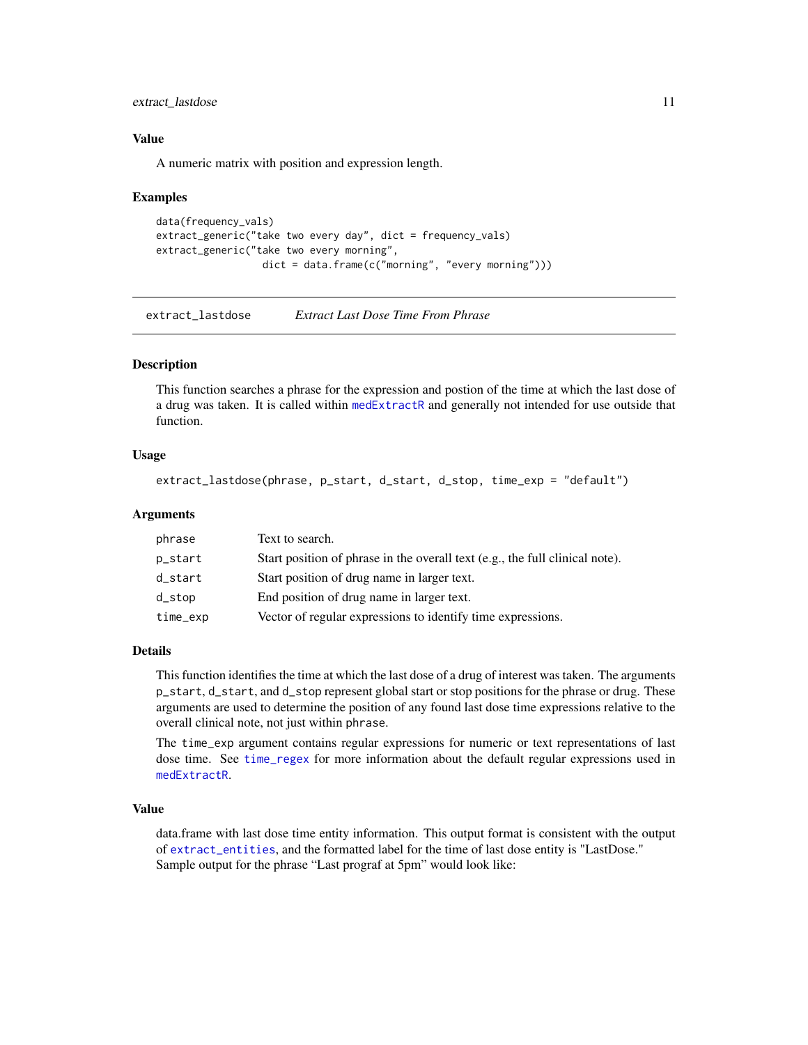### Value

A numeric matrix with position and expression length.

### Examples

```
data(frequency_vals)
extract_generic("take two every day", dict = frequency_vals)
extract_generic("take two every morning",
                dict = data.frame(c("morning", "every morning")))
```

---

## extract_lastdose    *Extract Last Dose Time From Phrase*

---

### Description

This function searches a phrase for the expression and postion of the time at which the last dose of a drug was taken. It is called within `medExtractR` and generally not intended for use outside that function.

### Usage

```
extract_lastdose(phrase, p_start, d_start, d_stop, time_exp = "default")
```

### Arguments

| | |
|---|---|
| `phrase` | Text to search. |
| `p_start` | Start position of phrase in the overall text (e.g., the full clinical note). |
| `d_start` | Start position of drug name in larger text. |
| `d_stop` | End position of drug name in larger text. |
| `time_exp` | Vector of regular expressions to identify time expressions. |

### Details

This function identifies the time at which the last dose of a drug of interest was taken. The arguments `p_start`, `d_start`, and `d_stop` represent global start or stop positions for the phrase or drug. These arguments are used to determine the position of any found last dose time expressions relative to the overall clinical note, not just within `phrase`.

The `time_exp` argument contains regular expressions for numeric or text representations of last dose time. See `time_regex` for more information about the default regular expressions used in `medExtractR`.

### Value

data.frame with last dose time entity information. This output format is consistent with the output of `extract_entities`, and the formatted label for the time of last dose entity is "LastDose." Sample output for the phrase "Last prograf at 5pm" would look like: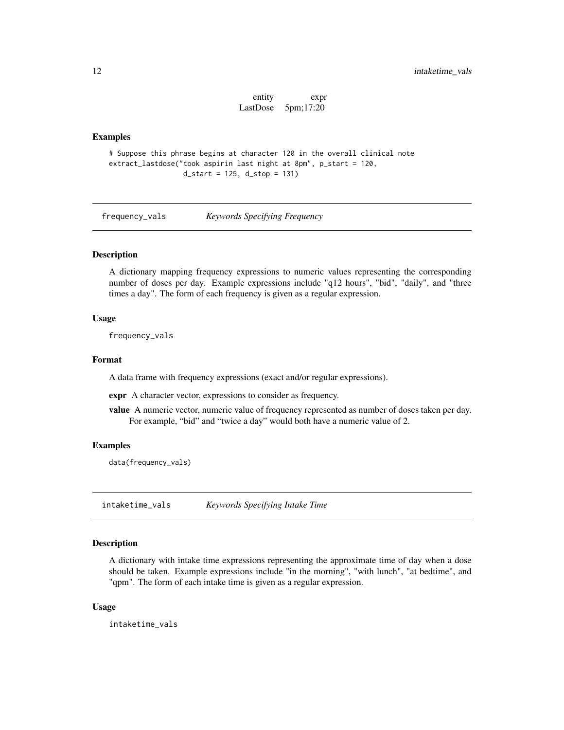| entity | expr |
| --- | --- |
| LastDose | 5pm;17:20 |

### Examples

```
# Suppose this phrase begins at character 120 in the overall clinical note
extract_lastdose("took aspirin last night at 8pm", p_start = 120,
                 d_start = 125, d_stop = 131)
```

## frequency_vals *Keywords Specifying Frequency*

### Description

A dictionary mapping frequency expressions to numeric values representing the corresponding number of doses per day. Example expressions include "q12 hours", "bid", "daily", and "three times a day". The form of each frequency is given as a regular expression.

### Usage

```
frequency_vals
```

### Format

A data frame with frequency expressions (exact and/or regular expressions).

**expr** A character vector, expressions to consider as frequency.

**value** A numeric vector, numeric value of frequency represented as number of doses taken per day. For example, "bid" and "twice a day" would both have a numeric value of 2.

### Examples

```
data(frequency_vals)
```

## intaketime_vals *Keywords Specifying Intake Time*

### Description

A dictionary with intake time expressions representing the approximate time of day when a dose should be taken. Example expressions include "in the morning", "with lunch", "at bedtime", and "qpm". The form of each intake time is given as a regular expression.

### Usage

```
intaketime_vals
```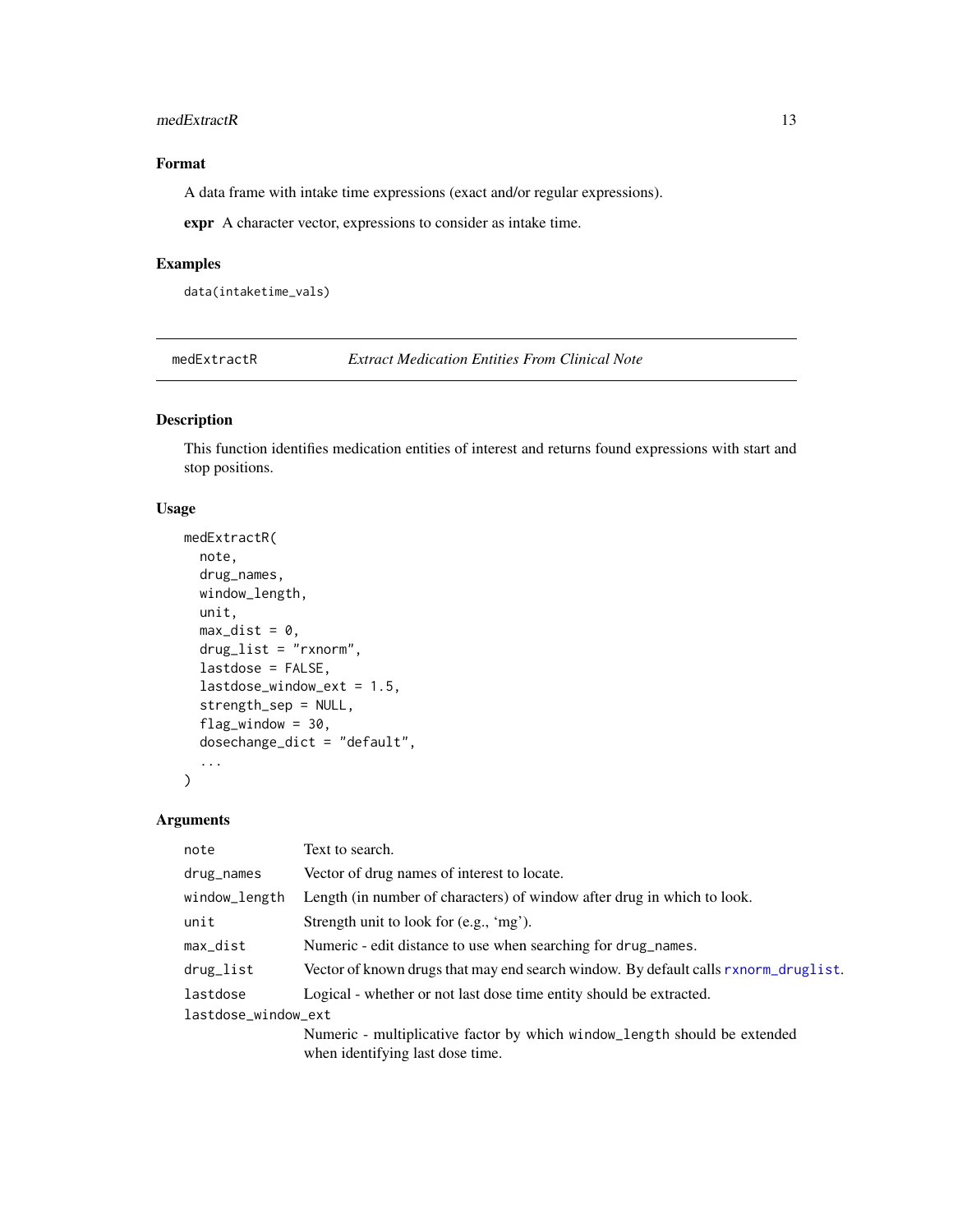## Format

A data frame with intake time expressions (exact and/or regular expressions).

**expr** A character vector, expressions to consider as intake time.

## Examples

```
data(intaketime_vals)
```

---

# medExtractR — *Extract Medication Entities From Clinical Note*

## Description

This function identifies medication entities of interest and returns found expressions with start and stop positions.

## Usage

```
medExtractR(
  note,
  drug_names,
  window_length,
  unit,
  max_dist = 0,
  drug_list = "rxnorm",
  lastdose = FALSE,
  lastdose_window_ext = 1.5,
  strength_sep = NULL,
  flag_window = 30,
  dosechange_dict = "default",
  ...
)
```

## Arguments

| Argument | Description |
|---|---|
| `note` | Text to search. |
| `drug_names` | Vector of drug names of interest to locate. |
| `window_length` | Length (in number of characters) of window after drug in which to look. |
| `unit` | Strength unit to look for (e.g., 'mg'). |
| `max_dist` | Numeric - edit distance to use when searching for `drug_names`. |
| `drug_list` | Vector of known drugs that may end search window. By default calls `rxnorm_druglist`. |
| `lastdose` | Logical - whether or not last dose time entity should be extracted. |
| `lastdose_window_ext` | Numeric - multiplicative factor by which `window_length` should be extended when identifying last dose time. |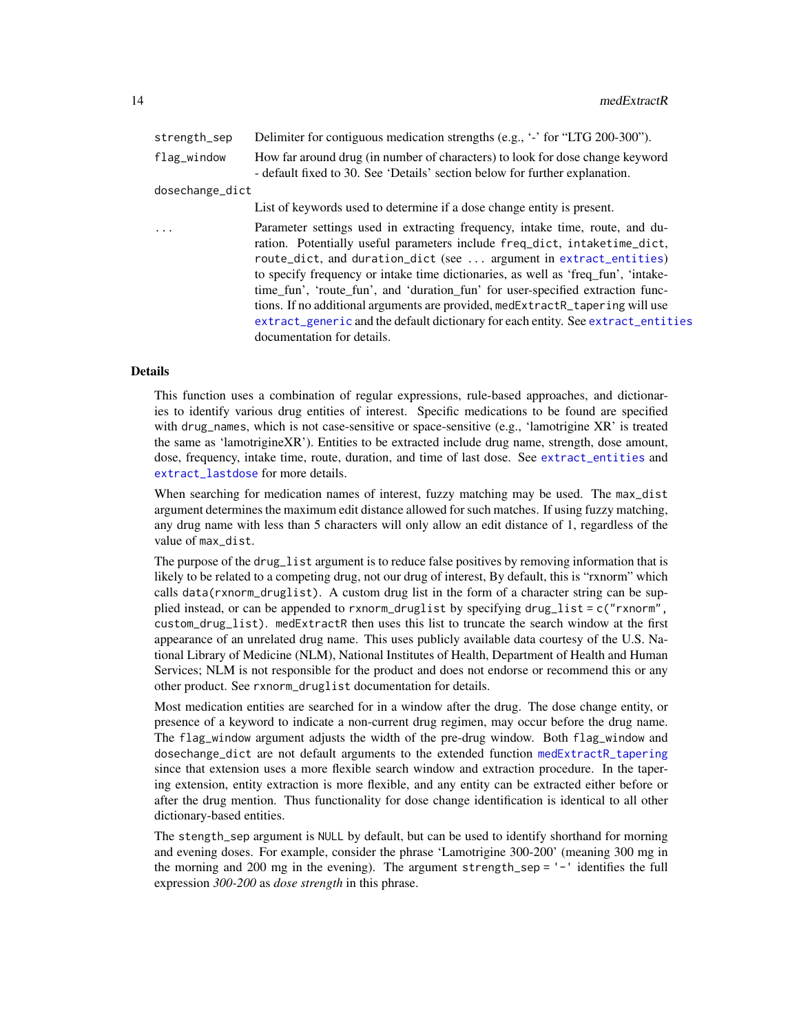| | |
|---|---|
| `strength_sep` | Delimiter for contiguous medication strengths (e.g., '-' for "LTG 200-300"). |
| `flag_window` | How far around drug (in number of characters) to look for dose change keyword - default fixed to 30. See 'Details' section below for further explanation. |
| `dosechange_dict` | List of keywords used to determine if a dose change entity is present. |
| `...` | Parameter settings used in extracting frequency, intake time, route, and duration. Potentially useful parameters include `freq_dict`, `intaketime_dict`, `route_dict`, and `duration_dict` (see `...` argument in `extract_entities`) to specify frequency or intake time dictionaries, as well as 'freq_fun', 'intaketime_fun', 'route_fun', and 'duration_fun' for user-specified extraction functions. If no additional arguments are provided, `medExtractR_tapering` will use `extract_generic` and the default dictionary for each entity. See `extract_entities` documentation for details. |

## Details

This function uses a combination of regular expressions, rule-based approaches, and dictionaries to identify various drug entities of interest. Specific medications to be found are specified with `drug_names`, which is not case-sensitive or space-sensitive (e.g., 'lamotrigine XR' is treated the same as 'lamotrigineXR'). Entities to be extracted include drug name, strength, dose amount, dose, frequency, intake time, route, duration, and time of last dose. See `extract_entities` and `extract_lastdose` for more details.

When searching for medication names of interest, fuzzy matching may be used. The `max_dist` argument determines the maximum edit distance allowed for such matches. If using fuzzy matching, any drug name with less than 5 characters will only allow an edit distance of 1, regardless of the value of `max_dist`.

The purpose of the `drug_list` argument is to reduce false positives by removing information that is likely to be related to a competing drug, not our drug of interest, By default, this is "rxnorm" which calls `data(rxnorm_druglist)`. A custom drug list in the form of a character string can be supplied instead, or can be appended to `rxnorm_druglist` by specifying `drug_list = c("rxnorm", custom_drug_list)`. `medExtractR` then uses this list to truncate the search window at the first appearance of an unrelated drug name. This uses publicly available data courtesy of the U.S. National Library of Medicine (NLM), National Institutes of Health, Department of Health and Human Services; NLM is not responsible for the product and does not endorse or recommend this or any other product. See `rxnorm_druglist` documentation for details.

Most medication entities are searched for in a window after the drug. The dose change entity, or presence of a keyword to indicate a non-current drug regimen, may occur before the drug name. The `flag_window` argument adjusts the width of the pre-drug window. Both `flag_window` and `dosechange_dict` are not default arguments to the extended function `medExtractR_tapering` since that extension uses a more flexible search window and extraction procedure. In the tapering extension, entity extraction is more flexible, and any entity can be extracted either before or after the drug mention. Thus functionality for dose change identification is identical to all other dictionary-based entities.

The `stength_sep` argument is `NULL` by default, but can be used to identify shorthand for morning and evening doses. For example, consider the phrase 'Lamotrigine 300-200' (meaning 300 mg in the morning and 200 mg in the evening). The argument `strength_sep = '-'` identifies the full expression *300-200* as *dose strength* in this phrase.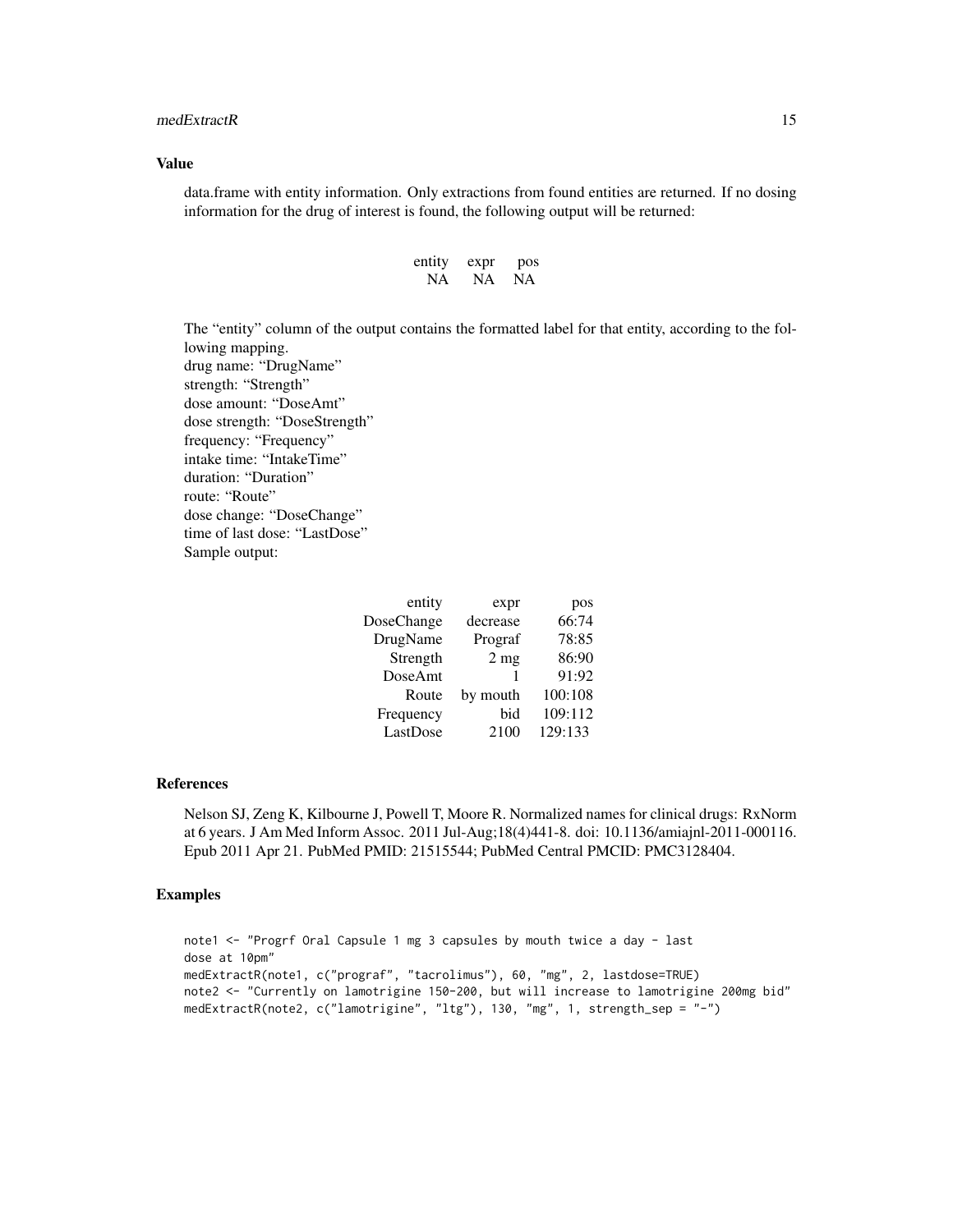### Value

data.frame with entity information. Only extractions from found entities are returned. If no dosing information for the drug of interest is found, the following output will be returned:

| entity | expr | pos |
|---|---|---|
| NA | NA | NA |

The "entity" column of the output contains the formatted label for that entity, according to the following mapping.
drug name: "DrugName"
strength: "Strength"
dose amount: "DoseAmt"
dose strength: "DoseStrength"
frequency: "Frequency"
intake time: "IntakeTime"
duration: "Duration"
route: "Route"
dose change: "DoseChange"
time of last dose: "LastDose"
Sample output:

| entity | expr | pos |
|---|---|---|
| DoseChange | decrease | 66:74 |
| DrugName | Prograf | 78:85 |
| Strength | 2 mg | 86:90 |
| DoseAmt | 1 | 91:92 |
| Route | by mouth | 100:108 |
| Frequency | bid | 109:112 |
| LastDose | 2100 | 129:133 |

### References

Nelson SJ, Zeng K, Kilbourne J, Powell T, Moore R. Normalized names for clinical drugs: RxNorm at 6 years. J Am Med Inform Assoc. 2011 Jul-Aug;18(4)441-8. doi: 10.1136/amiajnl-2011-000116. Epub 2011 Apr 21. PubMed PMID: 21515544; PubMed Central PMCID: PMC3128404.

### Examples

```
note1 <- "Progrf Oral Capsule 1 mg 3 capsules by mouth twice a day - last
dose at 10pm"
medExtractR(note1, c("prograf", "tacrolimus"), 60, "mg", 2, lastdose=TRUE)
note2 <- "Currently on lamotrigine 150-200, but will increase to lamotrigine 200mg bid"
medExtractR(note2, c("lamotrigine", "ltg"), 130, "mg", 1, strength_sep = "-")
```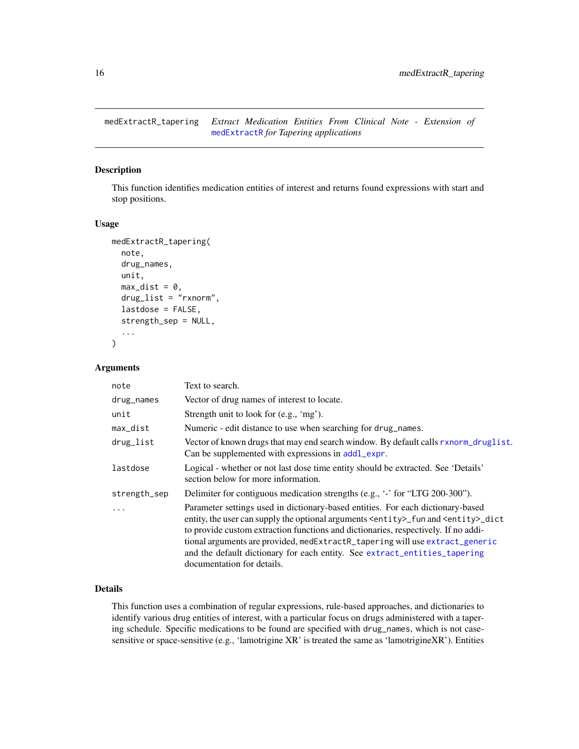medExtractR_tapering — *Extract Medication Entities From Clinical Note - Extension of medExtractR for Tapering applications*

### Description

This function identifies medication entities of interest and returns found expressions with start and stop positions.

### Usage

```
medExtractR_tapering(
  note,
  drug_names,
  unit,
  max_dist = 0,
  drug_list = "rxnorm",
  lastdose = FALSE,
  strength_sep = NULL,
  ...
)
```

### Arguments

| | |
|---|---|
| `note` | Text to search. |
| `drug_names` | Vector of drug names of interest to locate. |
| `unit` | Strength unit to look for (e.g., 'mg'). |
| `max_dist` | Numeric - edit distance to use when searching for `drug_names`. |
| `drug_list` | Vector of known drugs that may end search window. By default calls `rxnorm_druglist`. Can be supplemented with expressions in `addl_expr`. |
| `lastdose` | Logical - whether or not last dose time entity should be extracted. See 'Details' section below for more information. |
| `strength_sep` | Delimiter for contiguous medication strengths (e.g., '-' for "LTG 200-300"). |
| `...` | Parameter settings used in dictionary-based entities. For each dictionary-based entity, the user can supply the optional arguments `<entity>_fun` and `<entity>_dict` to provide custom extraction functions and dictionaries, respectively. If no additional arguments are provided, `medExtractR_tapering` will use `extract_generic` and the default dictionary for each entity. See `extract_entities_tapering` documentation for details. |

### Details

This function uses a combination of regular expressions, rule-based approaches, and dictionaries to identify various drug entities of interest, with a particular focus on drugs administered with a tapering schedule. Specific medications to be found are specified with `drug_names`, which is not case-sensitive or space-sensitive (e.g., 'lamotrigine XR' is treated the same as 'lamotrigineXR'). Entities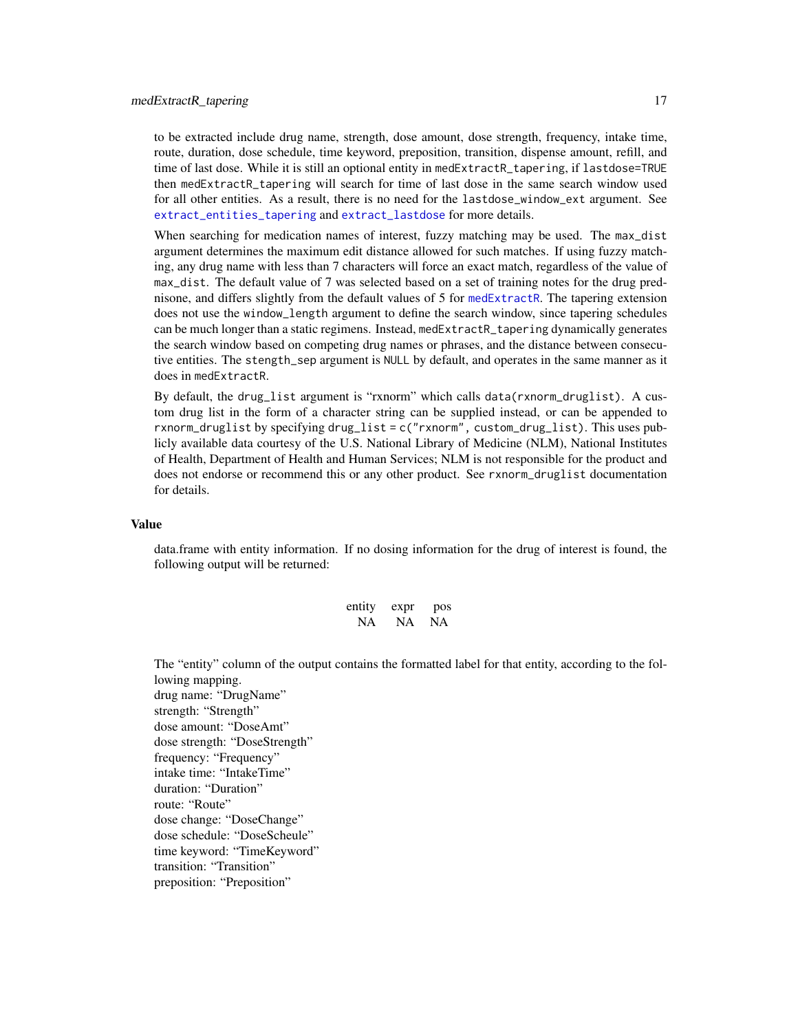to be extracted include drug name, strength, dose amount, dose strength, frequency, intake time, route, duration, dose schedule, time keyword, preposition, transition, dispense amount, refill, and time of last dose. While it is still an optional entity in `medExtractR_tapering`, if `lastdose=TRUE` then `medExtractR_tapering` will search for time of last dose in the same search window used for all other entities. As a result, there is no need for the `lastdose_window_ext` argument. See `extract_entities_tapering` and `extract_lastdose` for more details.

When searching for medication names of interest, fuzzy matching may be used. The `max_dist` argument determines the maximum edit distance allowed for such matches. If using fuzzy matching, any drug name with less than 7 characters will force an exact match, regardless of the value of `max_dist`. The default value of 7 was selected based on a set of training notes for the drug prednisone, and differs slightly from the default values of 5 for `medExtractR`. The tapering extension does not use the `window_length` argument to define the search window, since tapering schedules can be much longer than a static regimens. Instead, `medExtractR_tapering` dynamically generates the search window based on competing drug names or phrases, and the distance between consecutive entities. The `stength_sep` argument is `NULL` by default, and operates in the same manner as it does in `medExtractR`.

By default, the `drug_list` argument is "rxnorm" which calls `data(rxnorm_druglist)`. A custom drug list in the form of a character string can be supplied instead, or can be appended to `rxnorm_druglist` by specifying `drug_list = c("rxnorm", custom_drug_list)`. This uses publicly available data courtesy of the U.S. National Library of Medicine (NLM), National Institutes of Health, Department of Health and Human Services; NLM is not responsible for the product and does not endorse or recommend this or any other product. See `rxnorm_druglist` documentation for details.

### Value

data.frame with entity information. If no dosing information for the drug of interest is found, the following output will be returned:

| entity | expr | pos |
|---|---|---|
| NA | NA | NA |

The "entity" column of the output contains the formatted label for that entity, according to the following mapping.
drug name: "DrugName"
strength: "Strength"
dose amount: "DoseAmt"
dose strength: "DoseStrength"
frequency: "Frequency"
intake time: "IntakeTime"
duration: "Duration"
route: "Route"
dose change: "DoseChange"
dose schedule: "DoseScheule"
time keyword: "TimeKeyword"
transition: "Transition"
preposition: "Preposition"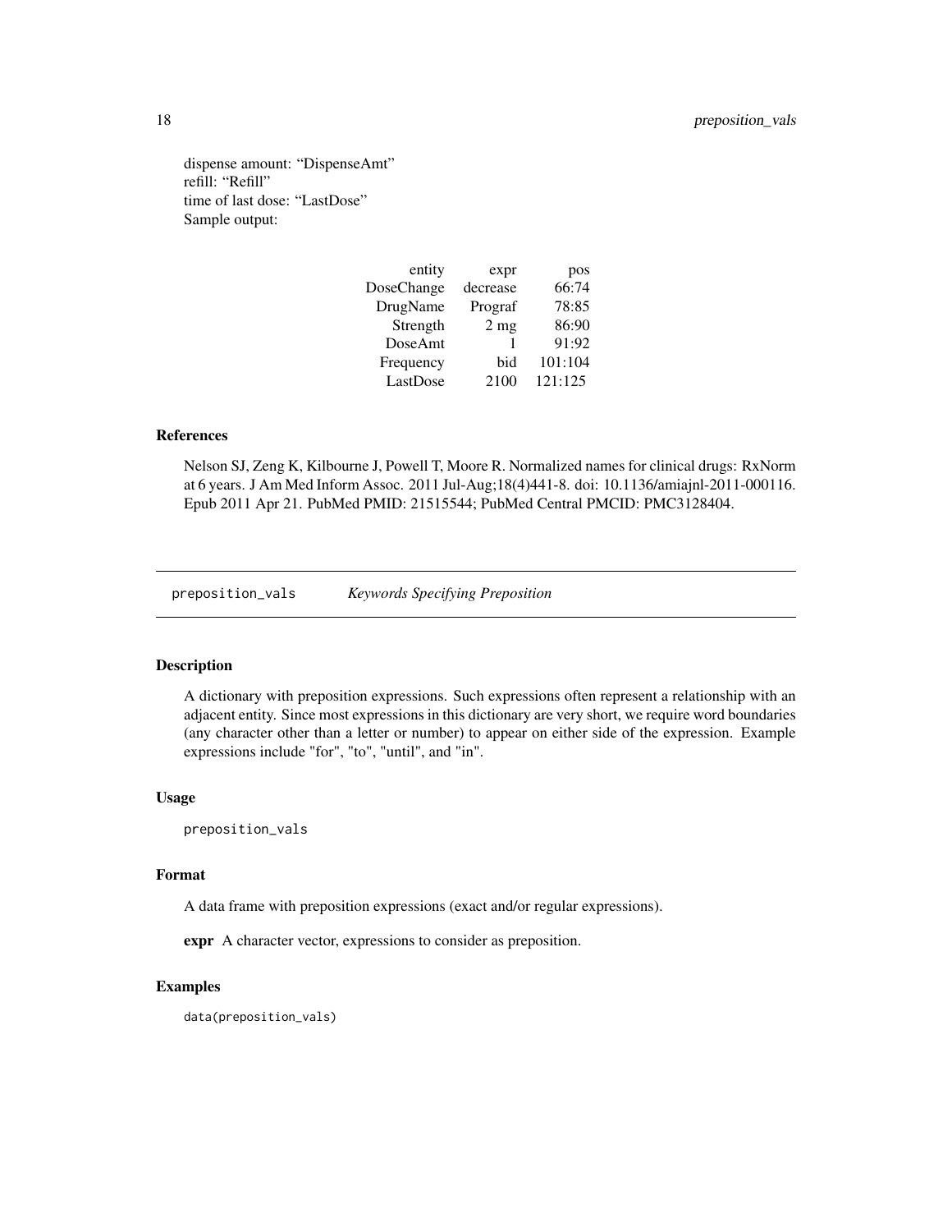dispense amount: “DispenseAmt”
refill: “Refill”
time of last dose: “LastDose”
Sample output:

| entity | expr | pos |
|---|---|---|
| DoseChange | decrease | 66:74 |
| DrugName | Prograf | 78:85 |
| Strength | 2 mg | 86:90 |
| DoseAmt | 1 | 91:92 |
| Frequency | bid | 101:104 |
| LastDose | 2100 | 121:125 |

## References

Nelson SJ, Zeng K, Kilbourne J, Powell T, Moore R. Normalized names for clinical drugs: RxNorm at 6 years. J Am Med Inform Assoc. 2011 Jul-Aug;18(4)441-8. doi: 10.1136/amiajnl-2011-000116. Epub 2011 Apr 21. PubMed PMID: 21515544; PubMed Central PMCID: PMC3128404.

---

# preposition_vals *Keywords Specifying Preposition*

## Description

A dictionary with preposition expressions. Such expressions often represent a relationship with an adjacent entity. Since most expressions in this dictionary are very short, we require word boundaries (any character other than a letter or number) to appear on either side of the expression. Example expressions include "for", "to", "until", and "in".

## Usage

```
preposition_vals
```

## Format

A data frame with preposition expressions (exact and/or regular expressions).

**expr** A character vector, expressions to consider as preposition.

## Examples

```
data(preposition_vals)
```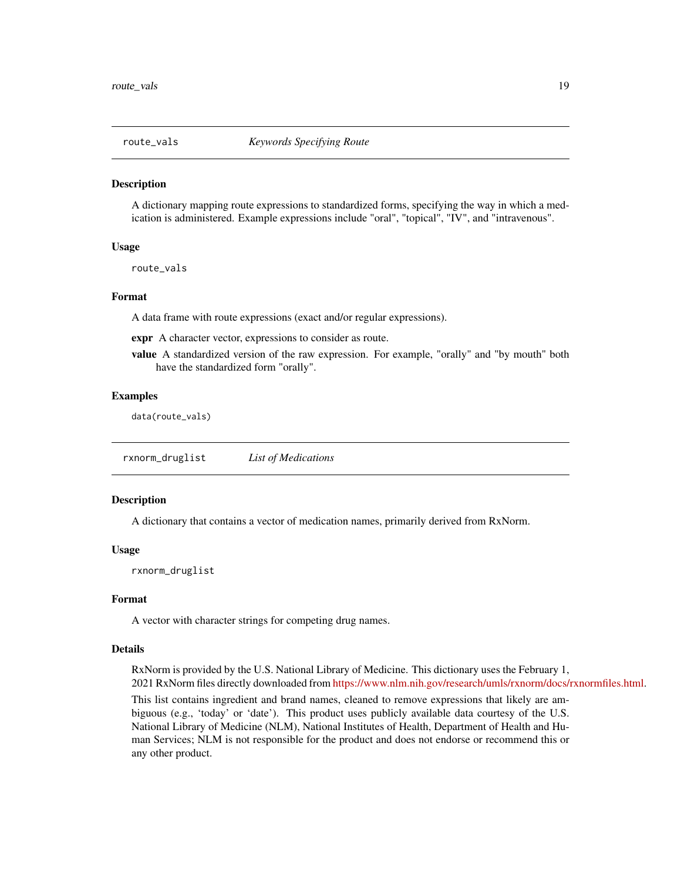## route_vals — *Keywords Specifying Route*

### Description

A dictionary mapping route expressions to standardized forms, specifying the way in which a medication is administered. Example expressions include "oral", "topical", "IV", and "intravenous".

### Usage

```
route_vals
```

### Format

A data frame with route expressions (exact and/or regular expressions).

- **expr** A character vector, expressions to consider as route.
- **value** A standardized version of the raw expression. For example, "orally" and "by mouth" both have the standardized form "orally".

### Examples

```
data(route_vals)
```

## rxnorm_druglist — *List of Medications*

### Description

A dictionary that contains a vector of medication names, primarily derived from RxNorm.

### Usage

```
rxnorm_druglist
```

### Format

A vector with character strings for competing drug names.

### Details

RxNorm is provided by the U.S. National Library of Medicine. This dictionary uses the February 1, 2021 RxNorm files directly downloaded from https://www.nlm.nih.gov/research/umls/rxnorm/docs/rxnormfiles.html.

This list contains ingredient and brand names, cleaned to remove expressions that likely are ambiguous (e.g., 'today' or 'date'). This product uses publicly available data courtesy of the U.S. National Library of Medicine (NLM), National Institutes of Health, Department of Health and Human Services; NLM is not responsible for the product and does not endorse or recommend this or any other product.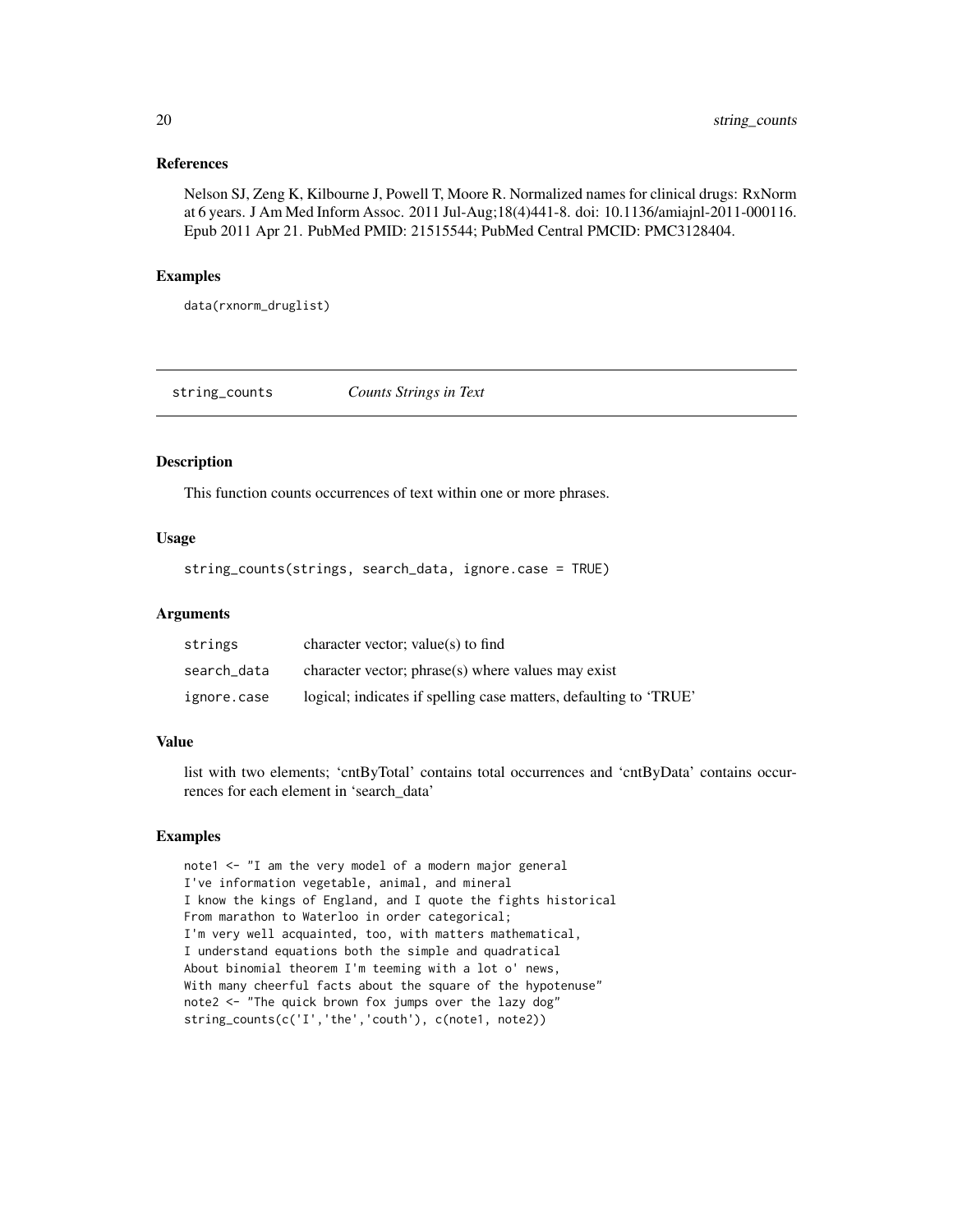### References

Nelson SJ, Zeng K, Kilbourne J, Powell T, Moore R. Normalized names for clinical drugs: RxNorm at 6 years. J Am Med Inform Assoc. 2011 Jul-Aug;18(4)441-8. doi: 10.1136/amiajnl-2011-000116. Epub 2011 Apr 21. PubMed PMID: 21515544; PubMed Central PMCID: PMC3128404.

### Examples

```
data(rxnorm_druglist)
```

---

## string_counts *Counts Strings in Text*

---

### Description

This function counts occurrences of text within one or more phrases.

### Usage

```
string_counts(strings, search_data, ignore.case = TRUE)
```

### Arguments

| | |
|---|---|
| strings | character vector; value(s) to find |
| search_data | character vector; phrase(s) where values may exist |
| ignore.case | logical; indicates if spelling case matters, defaulting to 'TRUE' |

### Value

list with two elements; 'cntByTotal' contains total occurrences and 'cntByData' contains occurrences for each element in 'search_data'

### Examples

```
note1 <- "I am the very model of a modern major general
I've information vegetable, animal, and mineral
I know the kings of England, and I quote the fights historical
From marathon to Waterloo in order categorical;
I'm very well acquainted, too, with matters mathematical,
I understand equations both the simple and quadratical
About binomial theorem I'm teeming with a lot o' news,
With many cheerful facts about the square of the hypotenuse"
note2 <- "The quick brown fox jumps over the lazy dog"
string_counts(c('I','the','couth'), c(note1, note2))
```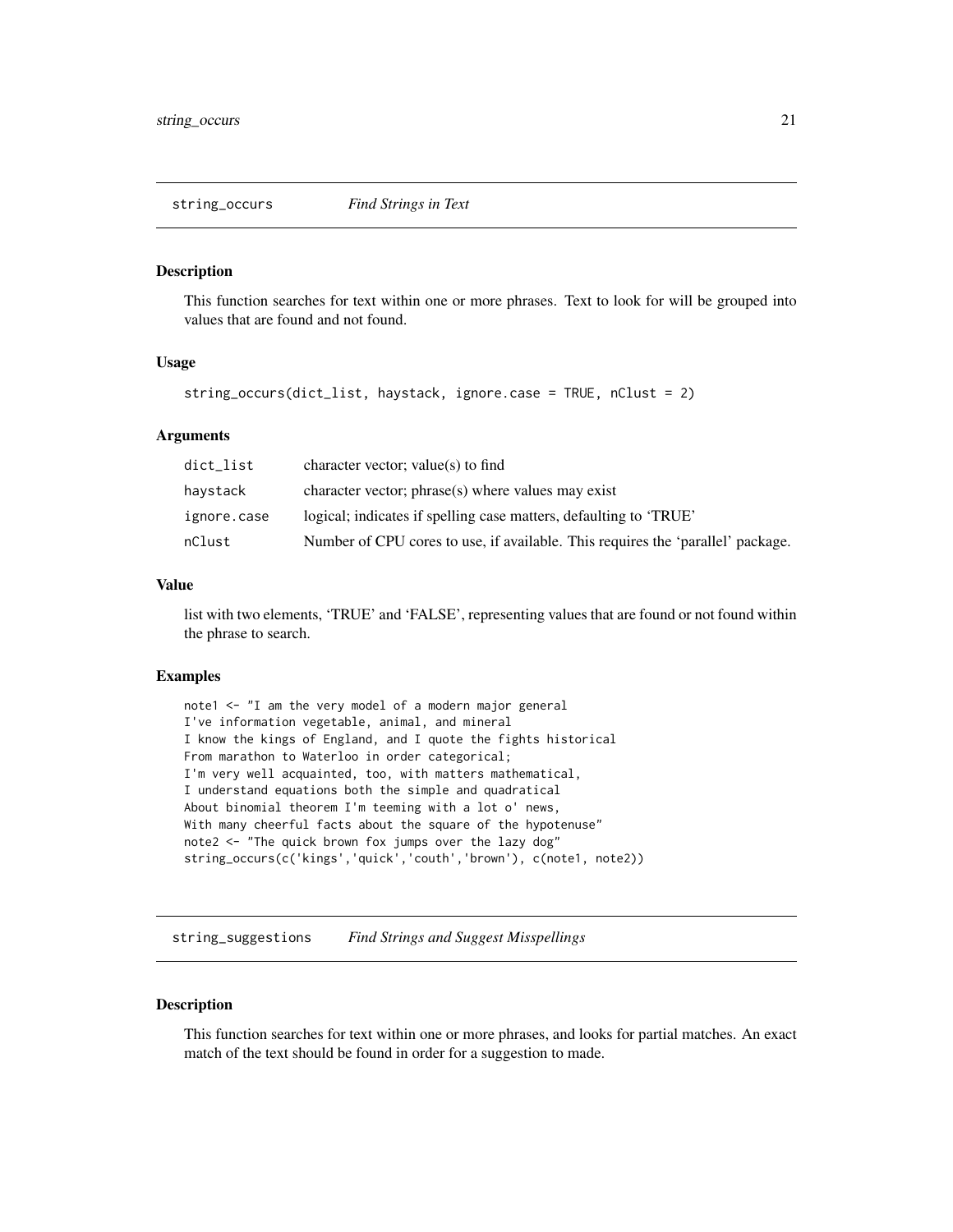## string_occurs — *Find Strings in Text*

### Description

This function searches for text within one or more phrases. Text to look for will be grouped into values that are found and not found.

### Usage

```
string_occurs(dict_list, haystack, ignore.case = TRUE, nClust = 2)
```

### Arguments

| | |
|---|---|
| dict_list | character vector; value(s) to find |
| haystack | character vector; phrase(s) where values may exist |
| ignore.case | logical; indicates if spelling case matters, defaulting to 'TRUE' |
| nClust | Number of CPU cores to use, if available. This requires the 'parallel' package. |

### Value

list with two elements, 'TRUE' and 'FALSE', representing values that are found or not found within the phrase to search.

### Examples

```
note1 <- "I am the very model of a modern major general
I've information vegetable, animal, and mineral
I know the kings of England, and I quote the fights historical
From marathon to Waterloo in order categorical;
I'm very well acquainted, too, with matters mathematical,
I understand equations both the simple and quadratical
About binomial theorem I'm teeming with a lot o' news,
With many cheerful facts about the square of the hypotenuse"
note2 <- "The quick brown fox jumps over the lazy dog"
string_occurs(c('kings','quick','couth','brown'), c(note1, note2))
```

## string_suggestions — *Find Strings and Suggest Misspellings*

### Description

This function searches for text within one or more phrases, and looks for partial matches. An exact match of the text should be found in order for a suggestion to made.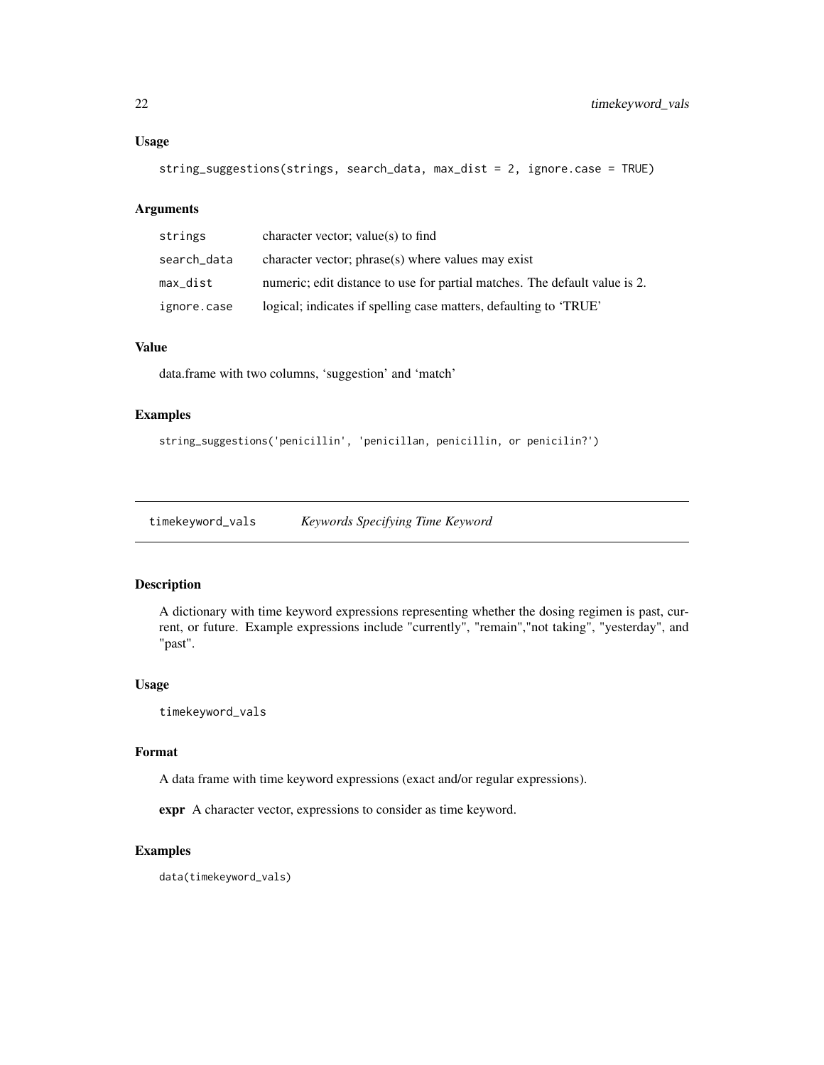### Usage

```
string_suggestions(strings, search_data, max_dist = 2, ignore.case = TRUE)
```

### Arguments

| | |
|---|---|
| strings | character vector; value(s) to find |
| search_data | character vector; phrase(s) where values may exist |
| max_dist | numeric; edit distance to use for partial matches. The default value is 2. |
| ignore.case | logical; indicates if spelling case matters, defaulting to 'TRUE' |

### Value

data.frame with two columns, 'suggestion' and 'match'

### Examples

```
string_suggestions('penicillin', 'penicillan, penicillin, or penicilin?')
```

## timekeyword_vals    *Keywords Specifying Time Keyword*

### Description

A dictionary with time keyword expressions representing whether the dosing regimen is past, current, or future. Example expressions include "currently", "remain","not taking", "yesterday", and "past".

### Usage

```
timekeyword_vals
```

### Format

A data frame with time keyword expressions (exact and/or regular expressions).

**expr** A character vector, expressions to consider as time keyword.

### Examples

```
data(timekeyword_vals)
```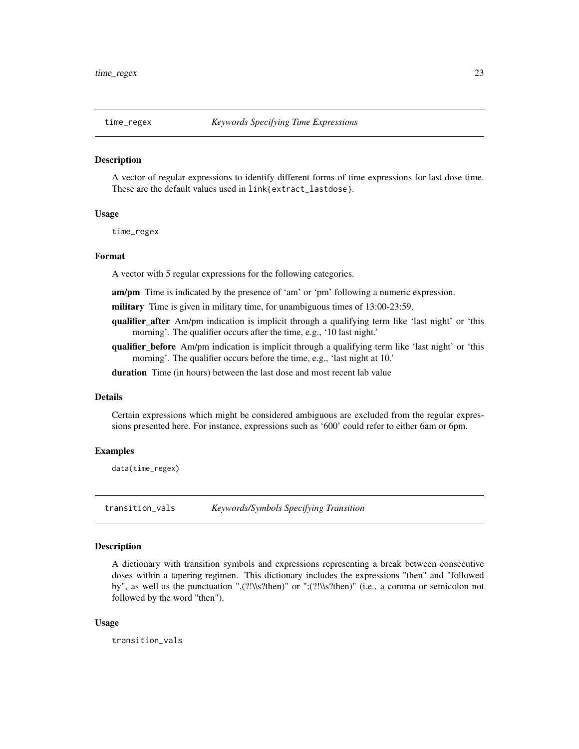## time_regex *Keywords Specifying Time Expressions*

### Description

A vector of regular expressions to identify different forms of time expressions for last dose time. These are the default values used in `link{extract_lastdose}`.

### Usage

```
time_regex
```

### Format

A vector with 5 regular expressions for the following categories.

**am/pm** Time is indicated by the presence of 'am' or 'pm' following a numeric expression.

**military** Time is given in military time, for unambiguous times of 13:00-23:59.

**qualifier_after** Am/pm indication is implicit through a qualifying term like 'last night' or 'this morning'. The qualifier occurs after the time, e.g., '10 last night.'

**qualifier_before** Am/pm indication is implicit through a qualifying term like 'last night' or 'this morning'. The qualifier occurs before the time, e.g., 'last night at 10.'

**duration** Time (in hours) between the last dose and most recent lab value

### Details

Certain expressions which might be considered ambiguous are excluded from the regular expressions presented here. For instance, expressions such as '600' could refer to either 6am or 6pm.

### Examples

```
data(time_regex)
```

## transition_vals *Keywords/Symbols Specifying Transition*

### Description

A dictionary with transition symbols and expressions representing a break between consecutive doses within a tapering regimen. This dictionary includes the expressions "then" and "followed by", as well as the punctuation ",(?!\\s?then)" or ";(?!\\s?then)" (i.e., a comma or semicolon not followed by the word "then").

### Usage

```
transition_vals
```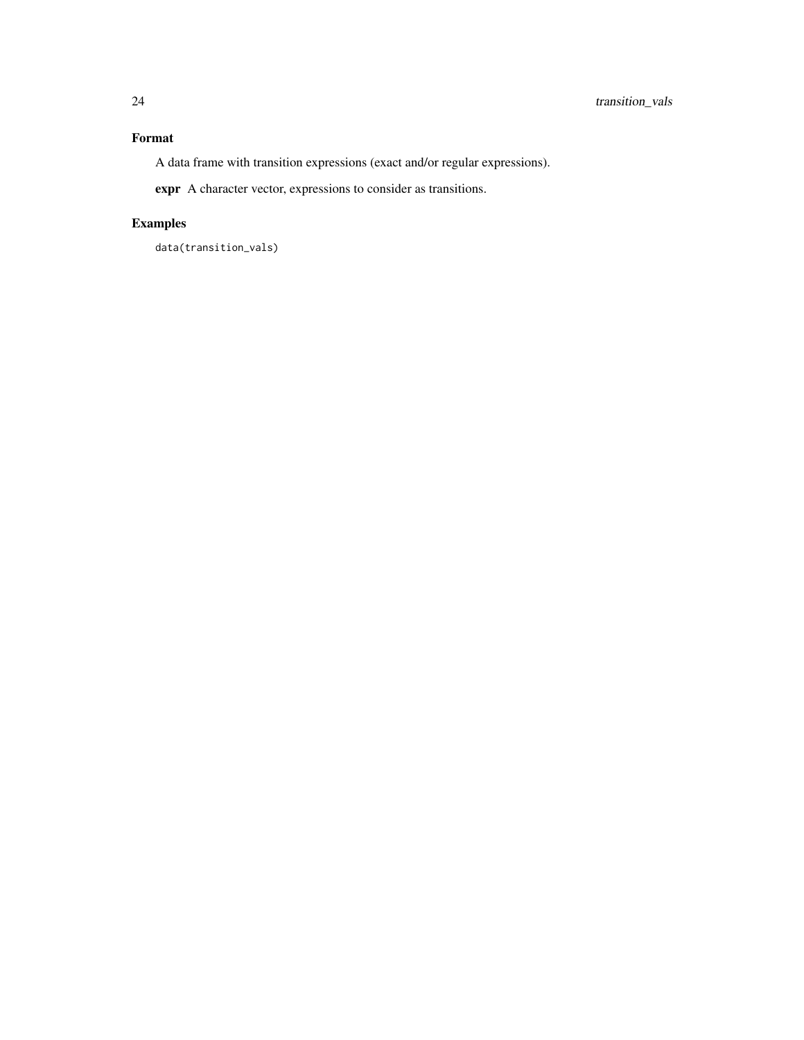### Format

A data frame with transition expressions (exact and/or regular expressions).

**expr** A character vector, expressions to consider as transitions.

### Examples

```
data(transition_vals)
```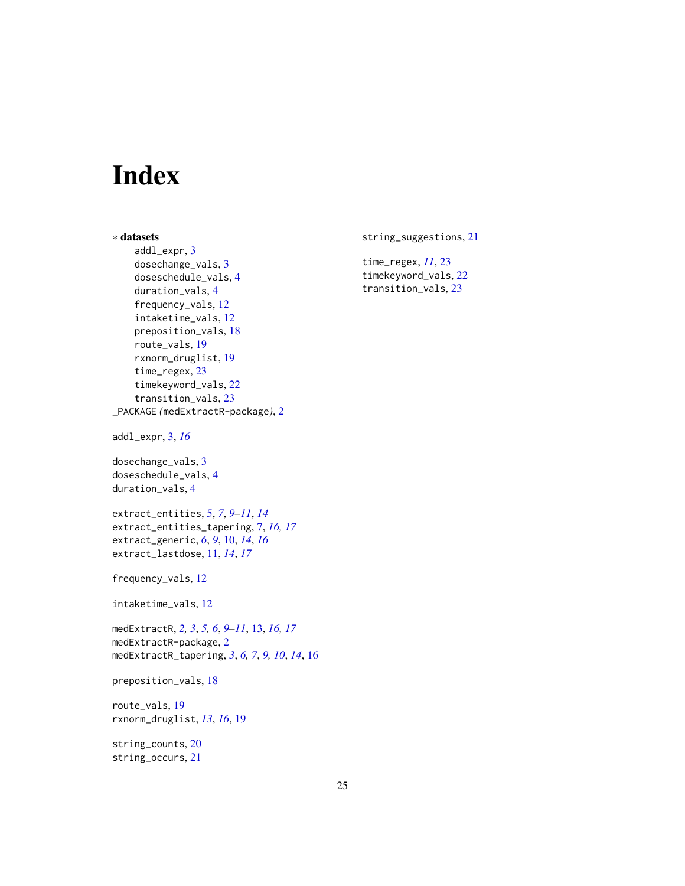# Index

\* **datasets**
- addl_expr, 3
- dosechange_vals, 3
- doseschedule_vals, 4
- duration_vals, 4
- frequency_vals, 12
- intaketime_vals, 12
- preposition_vals, 18
- route_vals, 19
- rxnorm_druglist, 19
- time_regex, 23
- timekeyword_vals, 22
- transition_vals, 23

_PACKAGE (medExtractR-package), 2

addl_expr, 3, *16*

dosechange_vals, 3
doseschedule_vals, 4
duration_vals, 4

extract_entities, 5, *7*, *9–11*, *14*
extract_entities_tapering, 7, *16, 17*
extract_generic, *6*, *9*, 10, *14*, *16*
extract_lastdose, 11, *14*, *17*

frequency_vals, 12

intaketime_vals, 12

medExtractR, *2, 3*, *5, 6*, *9–11*, 13, *16, 17*
medExtractR-package, 2
medExtractR_tapering, *3*, *6, 7*, *9, 10*, *14*, 16

preposition_vals, 18

route_vals, 19
rxnorm_druglist, *13*, *16*, 19

string_counts, 20
string_occurs, 21
string_suggestions, 21

time_regex, *11*, 23
timekeyword_vals, 22
transition_vals, 23